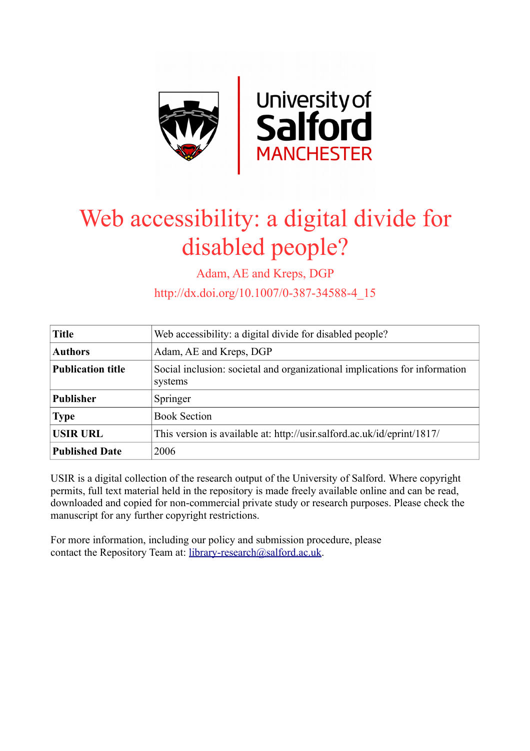University of Salford MANCHESTER

# Web accessibility: a digital divide for disabled people?

Adam, AE and Kreps, DGP

http://dx.doi.org/10.1007/0-387-34588-4_15

| **Title** | Web accessibility: a digital divide for disabled people? |
|---|---|
| **Authors** | Adam, AE and Kreps, DGP |
| **Publication title** | Social inclusion: societal and organizational implications for information systems |
| **Publisher** | Springer |
| **Type** | Book Section |
| **USIR URL** | This version is available at: http://usir.salford.ac.uk/id/eprint/1817/ |
| **Published Date** | 2006 |

USIR is a digital collection of the research output of the University of Salford. Where copyright permits, full text material held in the repository is made freely available online and can be read, downloaded and copied for non-commercial private study or research purposes. Please check the manuscript for any further copyright restrictions.

For more information, including our policy and submission procedure, please contact the Repository Team at: library-research@salford.ac.uk.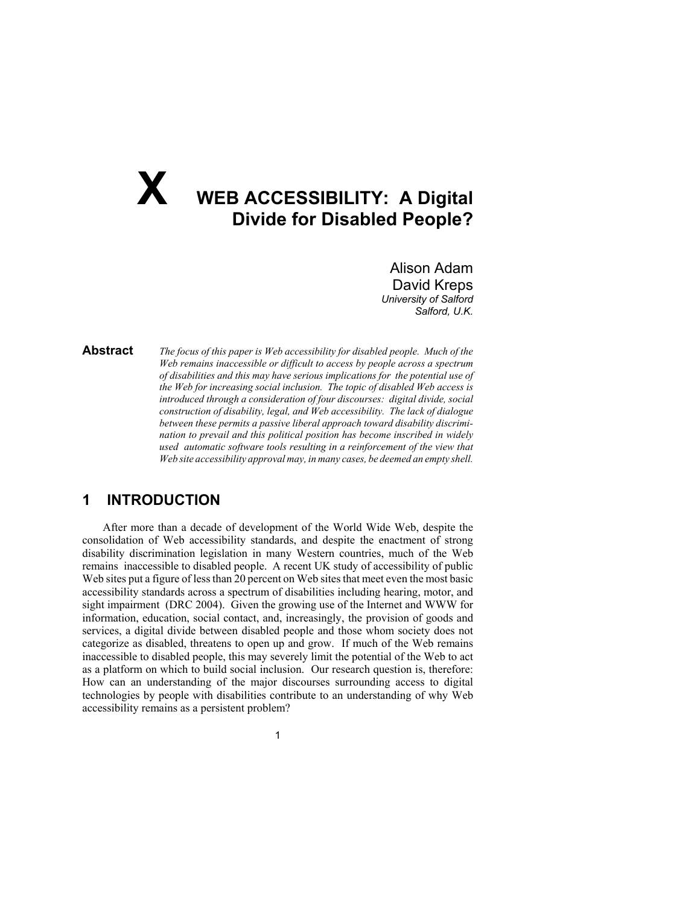# X WEB ACCESSIBILITY: A Digital Divide for Disabled People?

Alison Adam
David Kreps
*University of Salford*
*Salford, U.K.*

**Abstract** *The focus of this paper is Web accessibility for disabled people. Much of the Web remains inaccessible or difficult to access by people across a spectrum of disabilities and this may have serious implications for the potential use of the Web for increasing social inclusion. The topic of disabled Web access is introduced through a consideration of four discourses: digital divide, social construction of disability, legal, and Web accessibility. The lack of dialogue between these permits a passive liberal approach toward disability discrimination to prevail and this political position has become inscribed in widely used automatic software tools resulting in a reinforcement of the view that Web site accessibility approval may, in many cases, be deemed an empty shell.*

## 1 INTRODUCTION

After more than a decade of development of the World Wide Web, despite the consolidation of Web accessibility standards, and despite the enactment of strong disability discrimination legislation in many Western countries, much of the Web remains inaccessible to disabled people. A recent UK study of accessibility of public Web sites put a figure of less than 20 percent on Web sites that meet even the most basic accessibility standards across a spectrum of disabilities including hearing, motor, and sight impairment (DRC 2004). Given the growing use of the Internet and WWW for information, education, social contact, and, increasingly, the provision of goods and services, a digital divide between disabled people and those whom society does not categorize as disabled, threatens to open up and grow. If much of the Web remains inaccessible to disabled people, this may severely limit the potential of the Web to act as a platform on which to build social inclusion. Our research question is, therefore: How can an understanding of the major discourses surrounding access to digital technologies by people with disabilities contribute to an understanding of why Web accessibility remains as a persistent problem?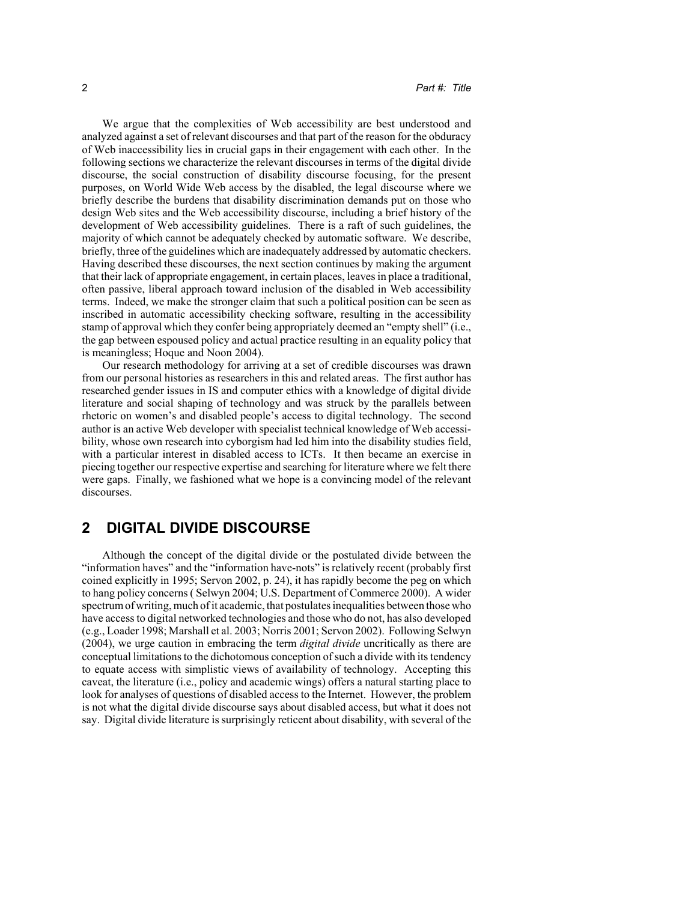We argue that the complexities of Web accessibility are best understood and analyzed against a set of relevant discourses and that part of the reason for the obduracy of Web inaccessibility lies in crucial gaps in their engagement with each other. In the following sections we characterize the relevant discourses in terms of the digital divide discourse, the social construction of disability discourse focusing, for the present purposes, on World Wide Web access by the disabled, the legal discourse where we briefly describe the burdens that disability discrimination demands put on those who design Web sites and the Web accessibility discourse, including a brief history of the development of Web accessibility guidelines. There is a raft of such guidelines, the majority of which cannot be adequately checked by automatic software. We describe, briefly, three of the guidelines which are inadequately addressed by automatic checkers. Having described these discourses, the next section continues by making the argument that their lack of appropriate engagement, in certain places, leaves in place a traditional, often passive, liberal approach toward inclusion of the disabled in Web accessibility terms. Indeed, we make the stronger claim that such a political position can be seen as inscribed in automatic accessibility checking software, resulting in the accessibility stamp of approval which they confer being appropriately deemed an "empty shell" (i.e., the gap between espoused policy and actual practice resulting in an equality policy that is meaningless; Hoque and Noon 2004).

Our research methodology for arriving at a set of credible discourses was drawn from our personal histories as researchers in this and related areas. The first author has researched gender issues in IS and computer ethics with a knowledge of digital divide literature and social shaping of technology and was struck by the parallels between rhetoric on women's and disabled people's access to digital technology. The second author is an active Web developer with specialist technical knowledge of Web accessibility, whose own research into cyborgism had led him into the disability studies field, with a particular interest in disabled access to ICTs. It then became an exercise in piecing together our respective expertise and searching for literature where we felt there were gaps. Finally, we fashioned what we hope is a convincing model of the relevant discourses.

## 2 DIGITAL DIVIDE DISCOURSE

Although the concept of the digital divide or the postulated divide between the "information haves" and the "information have-nots" is relatively recent (probably first coined explicitly in 1995; Servon 2002, p. 24), it has rapidly become the peg on which to hang policy concerns ( Selwyn 2004; U.S. Department of Commerce 2000). A wider spectrum of writing, much of it academic, that postulates inequalities between those who have access to digital networked technologies and those who do not, has also developed (e.g., Loader 1998; Marshall et al. 2003; Norris 2001; Servon 2002). Following Selwyn (2004), we urge caution in embracing the term *digital divide* uncritically as there are conceptual limitations to the dichotomous conception of such a divide with its tendency to equate access with simplistic views of availability of technology. Accepting this caveat, the literature (i.e., policy and academic wings) offers a natural starting place to look for analyses of questions of disabled access to the Internet. However, the problem is not what the digital divide discourse says about disabled access, but what it does not say. Digital divide literature is surprisingly reticent about disability, with several of the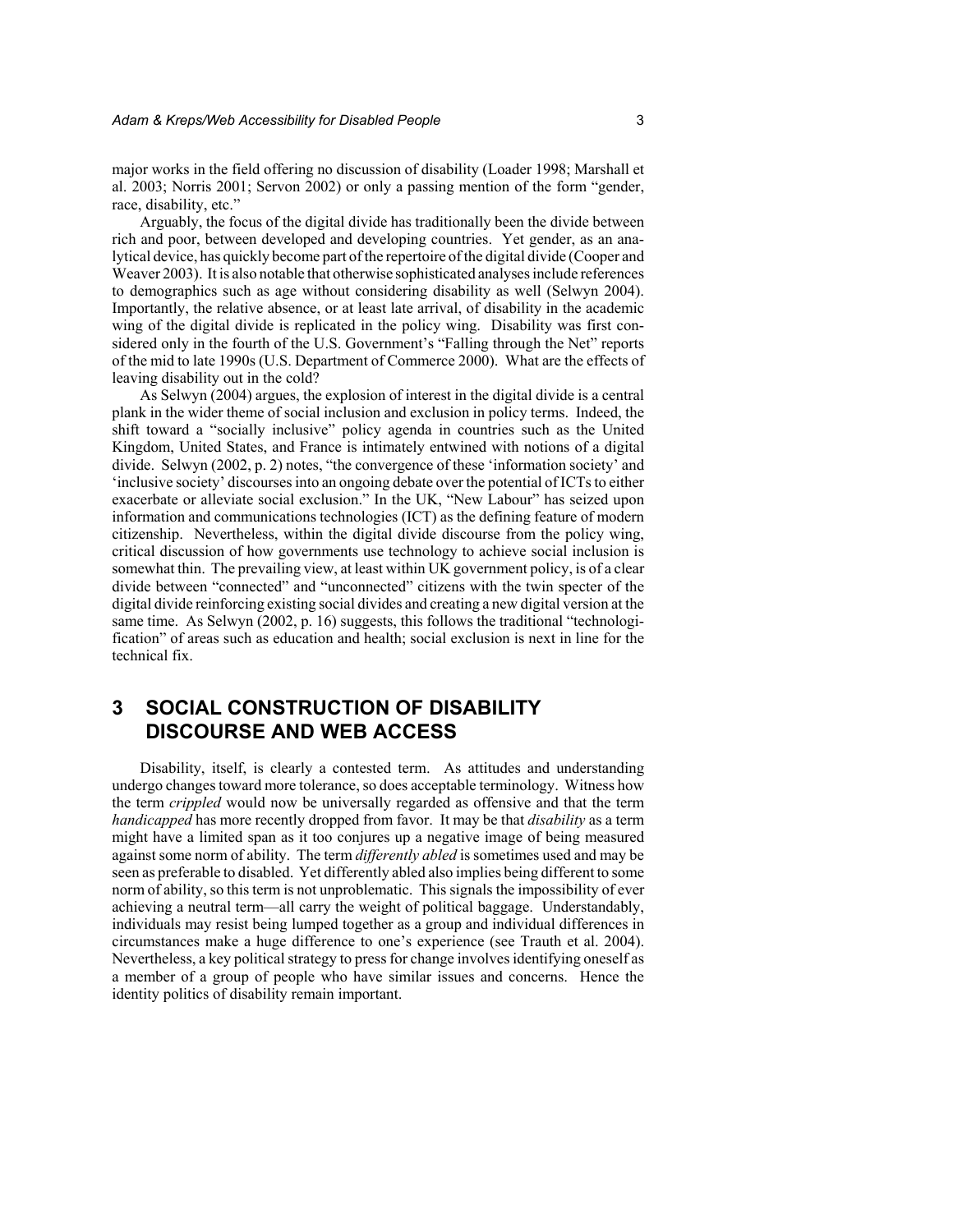major works in the field offering no discussion of disability (Loader 1998; Marshall et al. 2003; Norris 2001; Servon 2002) or only a passing mention of the form "gender, race, disability, etc."

Arguably, the focus of the digital divide has traditionally been the divide between rich and poor, between developed and developing countries. Yet gender, as an analytical device, has quickly become part of the repertoire of the digital divide (Cooper and Weaver 2003). It is also notable that otherwise sophisticated analyses include references to demographics such as age without considering disability as well (Selwyn 2004). Importantly, the relative absence, or at least late arrival, of disability in the academic wing of the digital divide is replicated in the policy wing. Disability was first considered only in the fourth of the U.S. Government's "Falling through the Net" reports of the mid to late 1990s (U.S. Department of Commerce 2000). What are the effects of leaving disability out in the cold?

As Selwyn (2004) argues, the explosion of interest in the digital divide is a central plank in the wider theme of social inclusion and exclusion in policy terms. Indeed, the shift toward a "socially inclusive" policy agenda in countries such as the United Kingdom, United States, and France is intimately entwined with notions of a digital divide. Selwyn (2002, p. 2) notes, "the convergence of these 'information society' and 'inclusive society' discourses into an ongoing debate over the potential of ICTs to either exacerbate or alleviate social exclusion." In the UK, "New Labour" has seized upon information and communications technologies (ICT) as the defining feature of modern citizenship. Nevertheless, within the digital divide discourse from the policy wing, critical discussion of how governments use technology to achieve social inclusion is somewhat thin. The prevailing view, at least within UK government policy, is of a clear divide between "connected" and "unconnected" citizens with the twin specter of the digital divide reinforcing existing social divides and creating a new digital version at the same time. As Selwyn (2002, p. 16) suggests, this follows the traditional "technologification" of areas such as education and health; social exclusion is next in line for the technical fix.

## 3 SOCIAL CONSTRUCTION OF DISABILITY DISCOURSE AND WEB ACCESS

Disability, itself, is clearly a contested term. As attitudes and understanding undergo changes toward more tolerance, so does acceptable terminology. Witness how the term *crippled* would now be universally regarded as offensive and that the term *handicapped* has more recently dropped from favor. It may be that *disability* as a term might have a limited span as it too conjures up a negative image of being measured against some norm of ability. The term *differently abled* is sometimes used and may be seen as preferable to disabled. Yet differently abled also implies being different to some norm of ability, so this term is not unproblematic. This signals the impossibility of ever achieving a neutral term—all carry the weight of political baggage. Understandably, individuals may resist being lumped together as a group and individual differences in circumstances make a huge difference to one's experience (see Trauth et al. 2004). Nevertheless, a key political strategy to press for change involves identifying oneself as a member of a group of people who have similar issues and concerns. Hence the identity politics of disability remain important.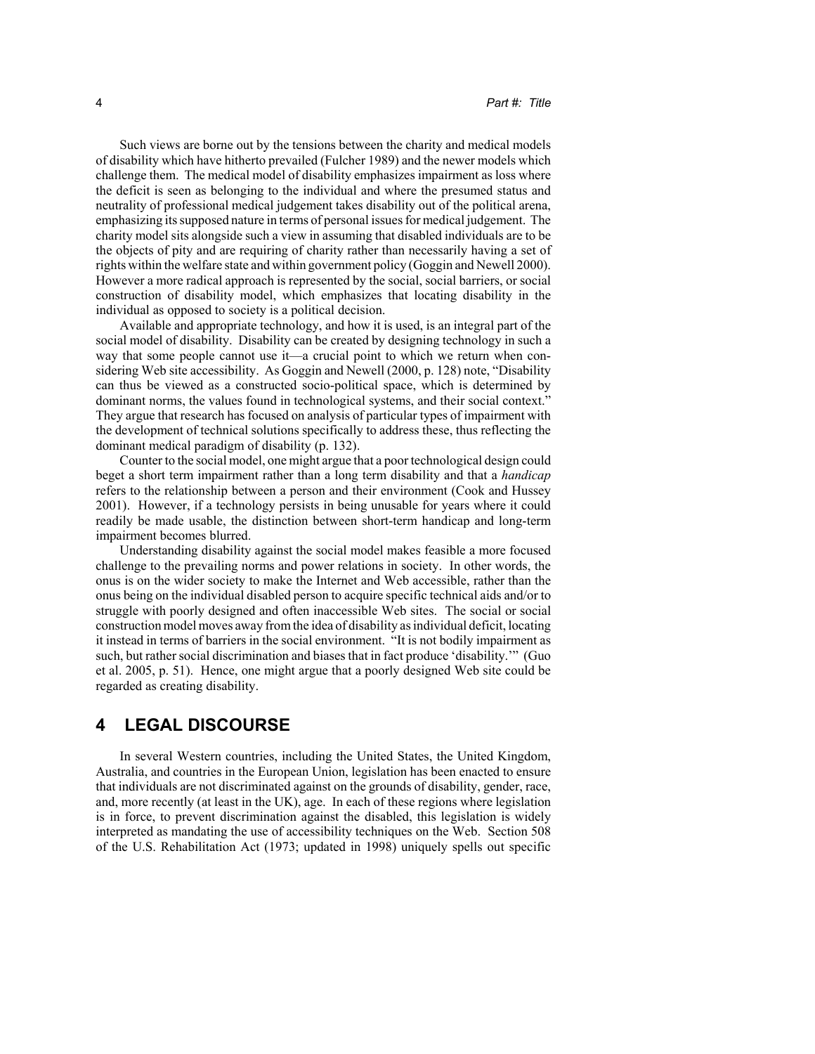Such views are borne out by the tensions between the charity and medical models of disability which have hitherto prevailed (Fulcher 1989) and the newer models which challenge them. The medical model of disability emphasizes impairment as loss where the deficit is seen as belonging to the individual and where the presumed status and neutrality of professional medical judgement takes disability out of the political arena, emphasizing its supposed nature in terms of personal issues for medical judgement. The charity model sits alongside such a view in assuming that disabled individuals are to be the objects of pity and are requiring of charity rather than necessarily having a set of rights within the welfare state and within government policy (Goggin and Newell 2000). However a more radical approach is represented by the social, social barriers, or social construction of disability model, which emphasizes that locating disability in the individual as opposed to society is a political decision.

Available and appropriate technology, and how it is used, is an integral part of the social model of disability. Disability can be created by designing technology in such a way that some people cannot use it—a crucial point to which we return when considering Web site accessibility. As Goggin and Newell (2000, p. 128) note, "Disability can thus be viewed as a constructed socio-political space, which is determined by dominant norms, the values found in technological systems, and their social context." They argue that research has focused on analysis of particular types of impairment with the development of technical solutions specifically to address these, thus reflecting the dominant medical paradigm of disability (p. 132).

Counter to the social model, one might argue that a poor technological design could beget a short term impairment rather than a long term disability and that a *handicap* refers to the relationship between a person and their environment (Cook and Hussey 2001). However, if a technology persists in being unusable for years where it could readily be made usable, the distinction between short-term handicap and long-term impairment becomes blurred.

Understanding disability against the social model makes feasible a more focused challenge to the prevailing norms and power relations in society. In other words, the onus is on the wider society to make the Internet and Web accessible, rather than the onus being on the individual disabled person to acquire specific technical aids and/or to struggle with poorly designed and often inaccessible Web sites. The social or social construction model moves away from the idea of disability as individual deficit, locating it instead in terms of barriers in the social environment. "It is not bodily impairment as such, but rather social discrimination and biases that in fact produce 'disability.'" (Guo et al. 2005, p. 51). Hence, one might argue that a poorly designed Web site could be regarded as creating disability.

## 4 LEGAL DISCOURSE

In several Western countries, including the United States, the United Kingdom, Australia, and countries in the European Union, legislation has been enacted to ensure that individuals are not discriminated against on the grounds of disability, gender, race, and, more recently (at least in the UK), age. In each of these regions where legislation is in force, to prevent discrimination against the disabled, this legislation is widely interpreted as mandating the use of accessibility techniques on the Web. Section 508 of the U.S. Rehabilitation Act (1973; updated in 1998) uniquely spells out specific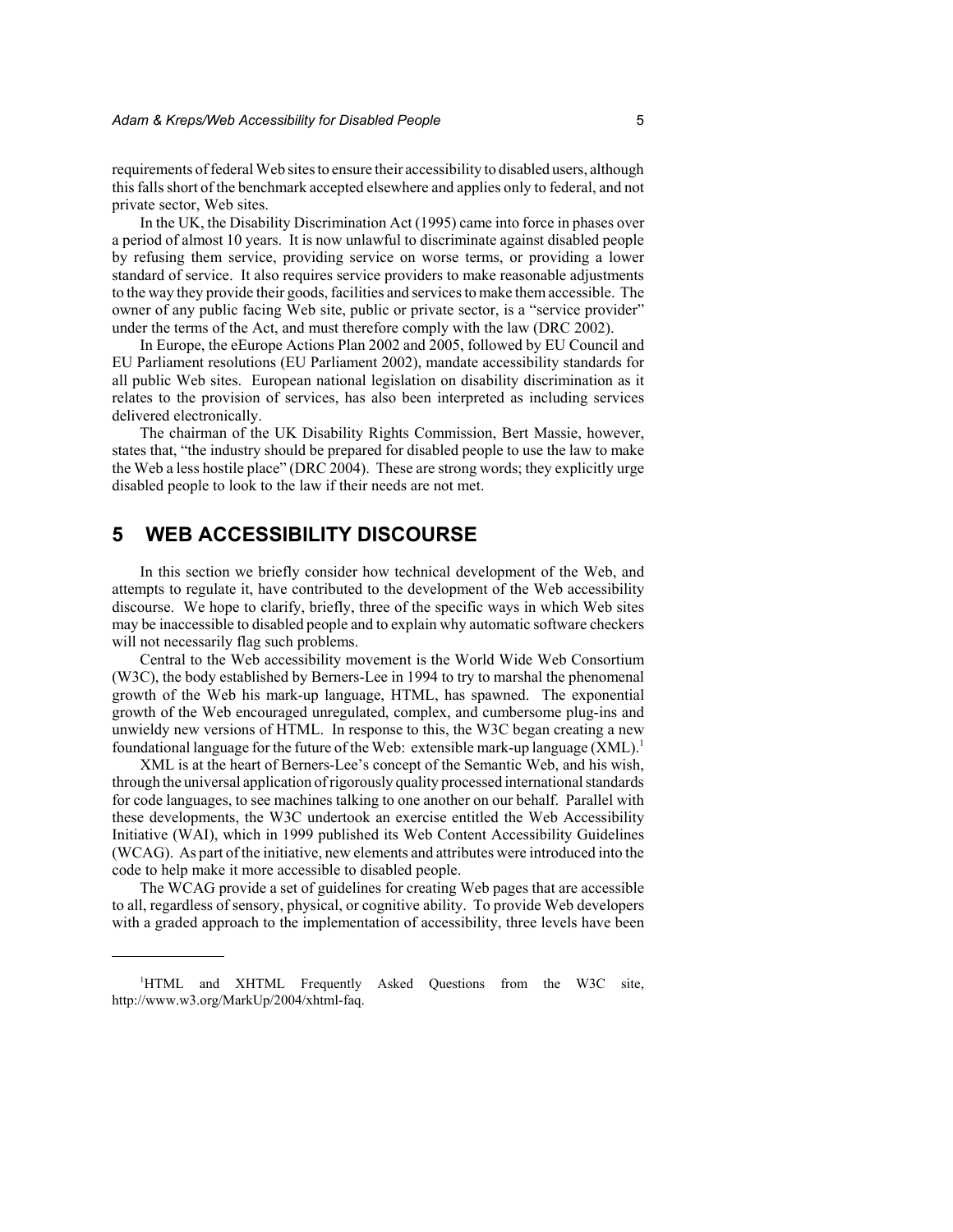requirements of federal Web sites to ensure their accessibility to disabled users, although this falls short of the benchmark accepted elsewhere and applies only to federal, and not private sector, Web sites.

In the UK, the Disability Discrimination Act (1995) came into force in phases over a period of almost 10 years. It is now unlawful to discriminate against disabled people by refusing them service, providing service on worse terms, or providing a lower standard of service. It also requires service providers to make reasonable adjustments to the way they provide their goods, facilities and services to make them accessible. The owner of any public facing Web site, public or private sector, is a "service provider" under the terms of the Act, and must therefore comply with the law (DRC 2002).

In Europe, the eEurope Actions Plan 2002 and 2005, followed by EU Council and EU Parliament resolutions (EU Parliament 2002), mandate accessibility standards for all public Web sites. European national legislation on disability discrimination as it relates to the provision of services, has also been interpreted as including services delivered electronically.

The chairman of the UK Disability Rights Commission, Bert Massie, however, states that, "the industry should be prepared for disabled people to use the law to make the Web a less hostile place" (DRC 2004). These are strong words; they explicitly urge disabled people to look to the law if their needs are not met.

## 5 WEB ACCESSIBILITY DISCOURSE

In this section we briefly consider how technical development of the Web, and attempts to regulate it, have contributed to the development of the Web accessibility discourse. We hope to clarify, briefly, three of the specific ways in which Web sites may be inaccessible to disabled people and to explain why automatic software checkers will not necessarily flag such problems.

Central to the Web accessibility movement is the World Wide Web Consortium (W3C), the body established by Berners-Lee in 1994 to try to marshal the phenomenal growth of the Web his mark-up language, HTML, has spawned. The exponential growth of the Web encouraged unregulated, complex, and cumbersome plug-ins and unwieldy new versions of HTML. In response to this, the W3C began creating a new foundational language for the future of the Web: extensible mark-up language (XML).[1]

XML is at the heart of Berners-Lee's concept of the Semantic Web, and his wish, through the universal application of rigorously quality processed international standards for code languages, to see machines talking to one another on our behalf. Parallel with these developments, the W3C undertook an exercise entitled the Web Accessibility Initiative (WAI), which in 1999 published its Web Content Accessibility Guidelines (WCAG). As part of the initiative, new elements and attributes were introduced into the code to help make it more accessible to disabled people.

The WCAG provide a set of guidelines for creating Web pages that are accessible to all, regardless of sensory, physical, or cognitive ability. To provide Web developers with a graded approach to the implementation of accessibility, three levels have been

[1] HTML and XHTML Frequently Asked Questions from the W3C site, http://www.w3.org/MarkUp/2004/xhtml-faq.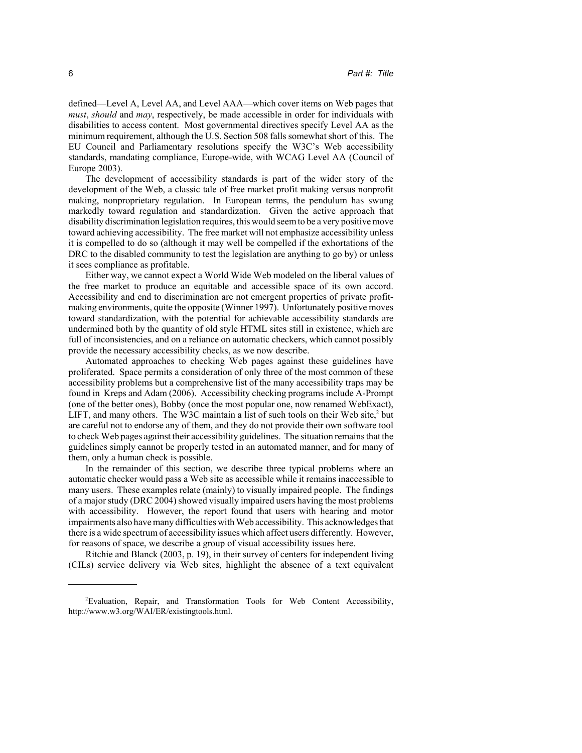defined—Level A, Level AA, and Level AAA—which cover items on Web pages that *must*, *should* and *may*, respectively, be made accessible in order for individuals with disabilities to access content. Most governmental directives specify Level AA as the minimum requirement, although the U.S. Section 508 falls somewhat short of this. The EU Council and Parliamentary resolutions specify the W3C's Web accessibility standards, mandating compliance, Europe-wide, with WCAG Level AA (Council of Europe 2003).

The development of accessibility standards is part of the wider story of the development of the Web, a classic tale of free market profit making versus nonprofit making, nonproprietary regulation. In European terms, the pendulum has swung markedly toward regulation and standardization. Given the active approach that disability discrimination legislation requires, this would seem to be a very positive move toward achieving accessibility. The free market will not emphasize accessibility unless it is compelled to do so (although it may well be compelled if the exhortations of the DRC to the disabled community to test the legislation are anything to go by) or unless it sees compliance as profitable.

Either way, we cannot expect a World Wide Web modeled on the liberal values of the free market to produce an equitable and accessible space of its own accord. Accessibility and end to discrimination are not emergent properties of private profit-making environments, quite the opposite (Winner 1997). Unfortunately positive moves toward standardization, with the potential for achievable accessibility standards are undermined both by the quantity of old style HTML sites still in existence, which are full of inconsistencies, and on a reliance on automatic checkers, which cannot possibly provide the necessary accessibility checks, as we now describe.

Automated approaches to checking Web pages against these guidelines have proliferated. Space permits a consideration of only three of the most common of these accessibility problems but a comprehensive list of the many accessibility traps may be found in Kreps and Adam (2006). Accessibility checking programs include A-Prompt (one of the better ones), Bobby (once the most popular one, now renamed WebExact), LIFT, and many others. The W3C maintain a list of such tools on their Web site,[2] but are careful not to endorse any of them, and they do not provide their own software tool to check Web pages against their accessibility guidelines. The situation remains that the guidelines simply cannot be properly tested in an automated manner, and for many of them, only a human check is possible.

In the remainder of this section, we describe three typical problems where an automatic checker would pass a Web site as accessible while it remains inaccessible to many users. These examples relate (mainly) to visually impaired people. The findings of a major study (DRC 2004) showed visually impaired users having the most problems with accessibility. However, the report found that users with hearing and motor impairments also have many difficulties with Web accessibility. This acknowledges that there is a wide spectrum of accessibility issues which affect users differently. However, for reasons of space, we describe a group of visual accessibility issues here.

Ritchie and Blanck (2003, p. 19), in their survey of centers for independent living (CILs) service delivery via Web sites, highlight the absence of a text equivalent

---

[2] Evaluation, Repair, and Transformation Tools for Web Content Accessibility, http://www.w3.org/WAI/ER/existingtools.html.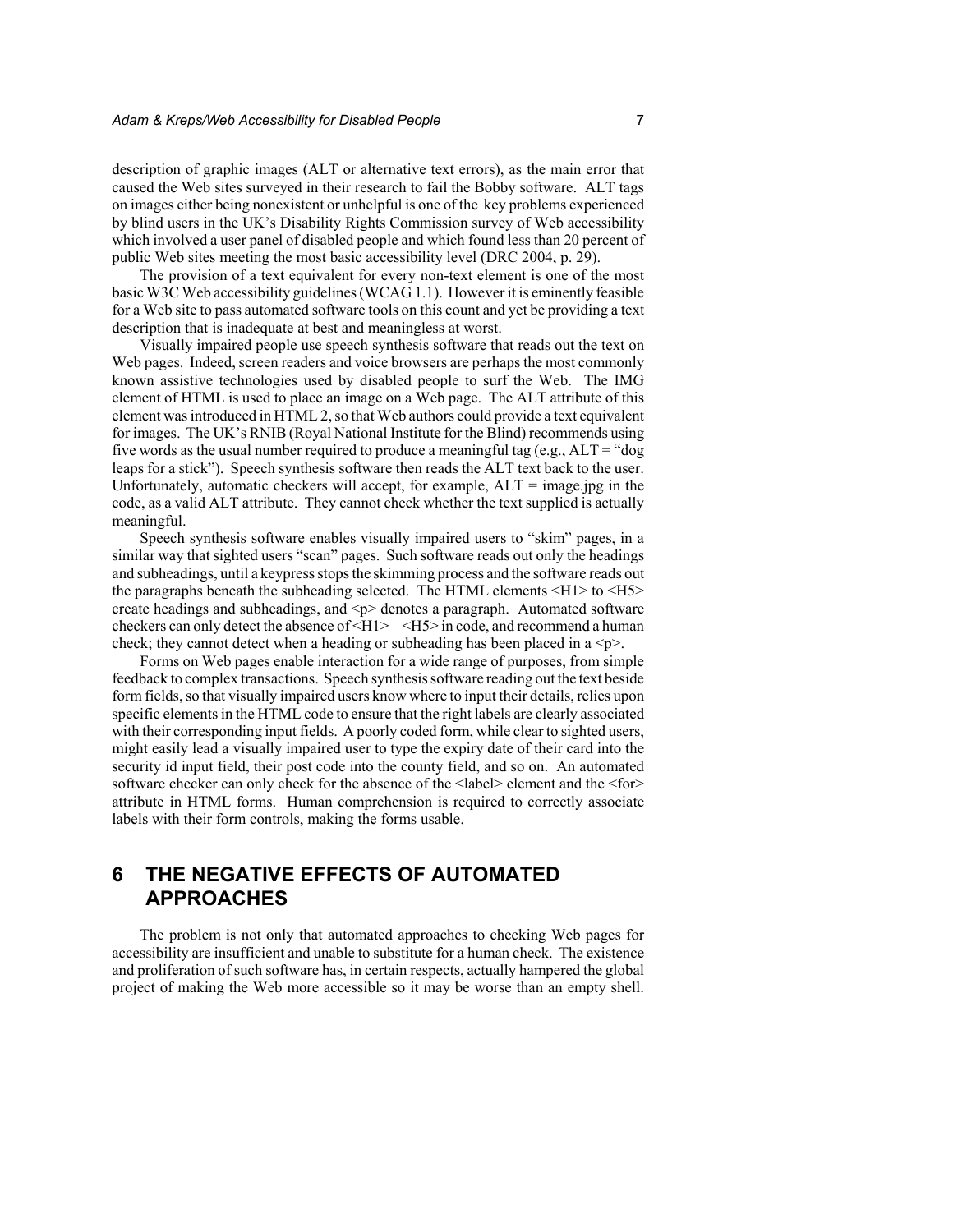description of graphic images (ALT or alternative text errors), as the main error that caused the Web sites surveyed in their research to fail the Bobby software. ALT tags on images either being nonexistent or unhelpful is one of the key problems experienced by blind users in the UK's Disability Rights Commission survey of Web accessibility which involved a user panel of disabled people and which found less than 20 percent of public Web sites meeting the most basic accessibility level (DRC 2004, p. 29).

The provision of a text equivalent for every non-text element is one of the most basic W3C Web accessibility guidelines (WCAG 1.1). However it is eminently feasible for a Web site to pass automated software tools on this count and yet be providing a text description that is inadequate at best and meaningless at worst.

Visually impaired people use speech synthesis software that reads out the text on Web pages. Indeed, screen readers and voice browsers are perhaps the most commonly known assistive technologies used by disabled people to surf the Web. The IMG element of HTML is used to place an image on a Web page. The ALT attribute of this element was introduced in HTML 2, so that Web authors could provide a text equivalent for images. The UK's RNIB (Royal National Institute for the Blind) recommends using five words as the usual number required to produce a meaningful tag (e.g., ALT = "dog leaps for a stick"). Speech synthesis software then reads the ALT text back to the user. Unfortunately, automatic checkers will accept, for example, ALT = image.jpg in the code, as a valid ALT attribute. They cannot check whether the text supplied is actually meaningful.

Speech synthesis software enables visually impaired users to "skim" pages, in a similar way that sighted users "scan" pages. Such software reads out only the headings and subheadings, until a keypress stops the skimming process and the software reads out the paragraphs beneath the subheading selected. The HTML elements <H1> to <H5> create headings and subheadings, and <p> denotes a paragraph. Automated software checkers can only detect the absence of <H1> – <H5> in code, and recommend a human check; they cannot detect when a heading or subheading has been placed in a <p>.

Forms on Web pages enable interaction for a wide range of purposes, from simple feedback to complex transactions. Speech synthesis software reading out the text beside form fields, so that visually impaired users know where to input their details, relies upon specific elements in the HTML code to ensure that the right labels are clearly associated with their corresponding input fields. A poorly coded form, while clear to sighted users, might easily lead a visually impaired user to type the expiry date of their card into the security id input field, their post code into the county field, and so on. An automated software checker can only check for the absence of the <label> element and the <for> attribute in HTML forms. Human comprehension is required to correctly associate labels with their form controls, making the forms usable.

# 6 THE NEGATIVE EFFECTS OF AUTOMATED APPROACHES

The problem is not only that automated approaches to checking Web pages for accessibility are insufficient and unable to substitute for a human check. The existence and proliferation of such software has, in certain respects, actually hampered the global project of making the Web more accessible so it may be worse than an empty shell.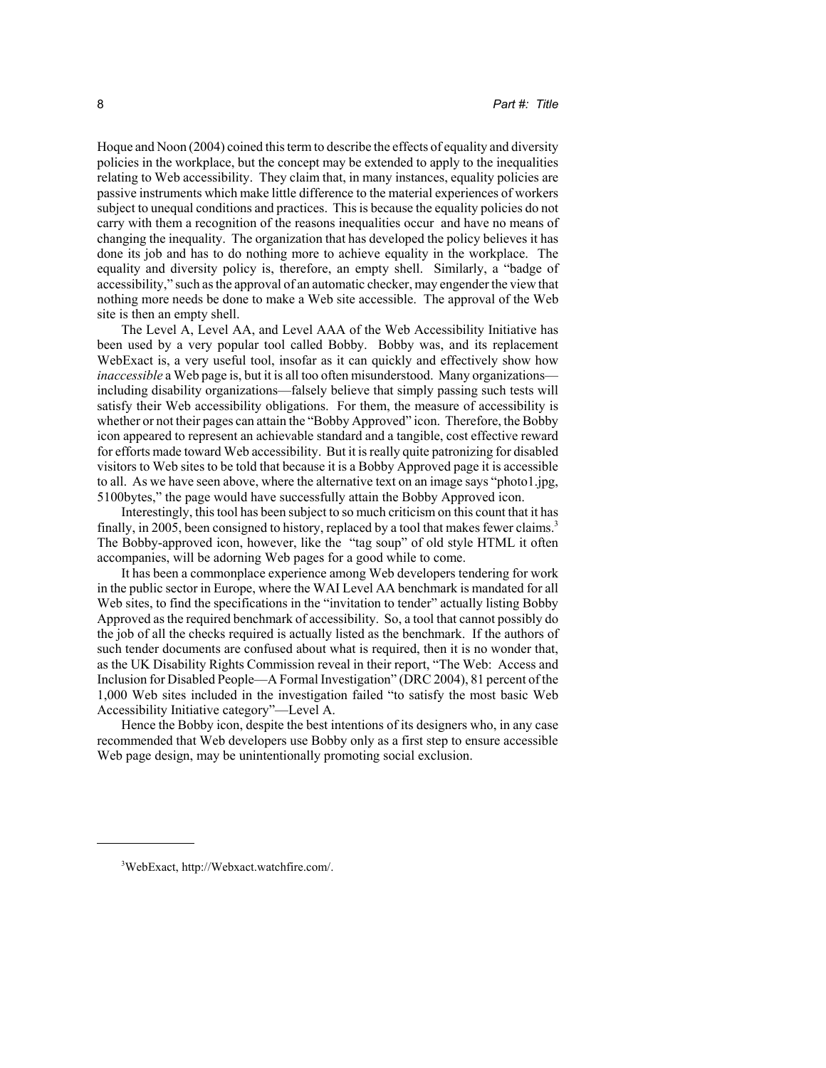Hoque and Noon (2004) coined this term to describe the effects of equality and diversity policies in the workplace, but the concept may be extended to apply to the inequalities relating to Web accessibility. They claim that, in many instances, equality policies are passive instruments which make little difference to the material experiences of workers subject to unequal conditions and practices. This is because the equality policies do not carry with them a recognition of the reasons inequalities occur and have no means of changing the inequality. The organization that has developed the policy believes it has done its job and has to do nothing more to achieve equality in the workplace. The equality and diversity policy is, therefore, an empty shell. Similarly, a "badge of accessibility," such as the approval of an automatic checker, may engender the view that nothing more needs be done to make a Web site accessible. The approval of the Web site is then an empty shell.

The Level A, Level AA, and Level AAA of the Web Accessibility Initiative has been used by a very popular tool called Bobby. Bobby was, and its replacement WebExact is, a very useful tool, insofar as it can quickly and effectively show how *inaccessible* a Web page is, but it is all too often misunderstood. Many organizations—including disability organizations—falsely believe that simply passing such tests will satisfy their Web accessibility obligations. For them, the measure of accessibility is whether or not their pages can attain the "Bobby Approved" icon. Therefore, the Bobby icon appeared to represent an achievable standard and a tangible, cost effective reward for efforts made toward Web accessibility. But it is really quite patronizing for disabled visitors to Web sites to be told that because it is a Bobby Approved page it is accessible to all. As we have seen above, where the alternative text on an image says "photo1.jpg, 5100bytes," the page would have successfully attain the Bobby Approved icon.

Interestingly, this tool has been subject to so much criticism on this count that it has finally, in 2005, been consigned to history, replaced by a tool that makes fewer claims.[3] The Bobby-approved icon, however, like the "tag soup" of old style HTML it often accompanies, will be adorning Web pages for a good while to come.

It has been a commonplace experience among Web developers tendering for work in the public sector in Europe, where the WAI Level AA benchmark is mandated for all Web sites, to find the specifications in the "invitation to tender" actually listing Bobby Approved as the required benchmark of accessibility. So, a tool that cannot possibly do the job of all the checks required is actually listed as the benchmark. If the authors of such tender documents are confused about what is required, then it is no wonder that, as the UK Disability Rights Commission reveal in their report, "The Web: Access and Inclusion for Disabled People—A Formal Investigation" (DRC 2004), 81 percent of the 1,000 Web sites included in the investigation failed "to satisfy the most basic Web Accessibility Initiative category"—Level A.

Hence the Bobby icon, despite the best intentions of its designers who, in any case recommended that Web developers use Bobby only as a first step to ensure accessible Web page design, may be unintentionally promoting social exclusion.

---

[3] WebExact, http://Webxact.watchfire.com/.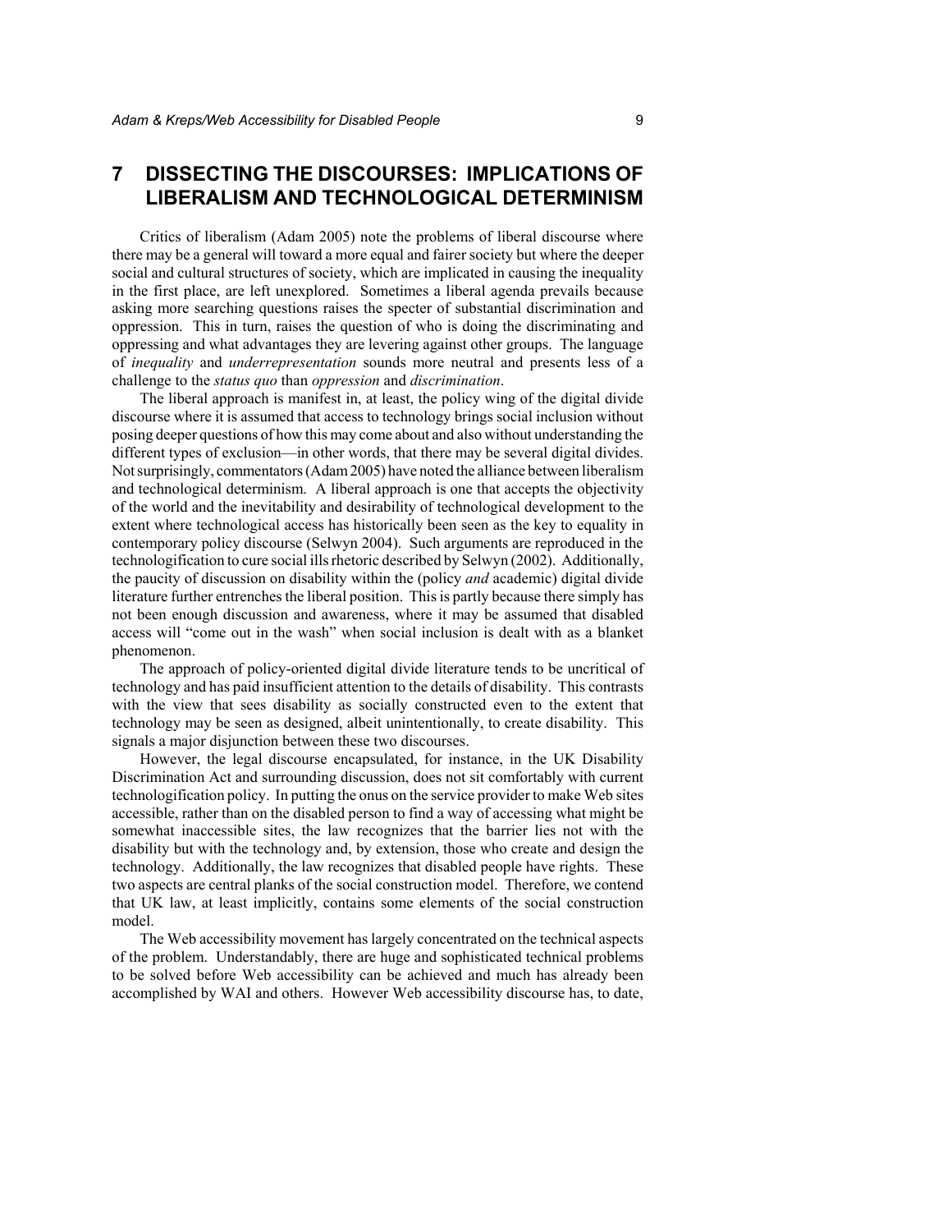## 7 DISSECTING THE DISCOURSES: IMPLICATIONS OF LIBERALISM AND TECHNOLOGICAL DETERMINISM

Critics of liberalism (Adam 2005) note the problems of liberal discourse where there may be a general will toward a more equal and fairer society but where the deeper social and cultural structures of society, which are implicated in causing the inequality in the first place, are left unexplored. Sometimes a liberal agenda prevails because asking more searching questions raises the specter of substantial discrimination and oppression. This in turn, raises the question of who is doing the discriminating and oppressing and what advantages they are levering against other groups. The language of *inequality* and *underrepresentation* sounds more neutral and presents less of a challenge to the *status quo* than *oppression* and *discrimination*.

The liberal approach is manifest in, at least, the policy wing of the digital divide discourse where it is assumed that access to technology brings social inclusion without posing deeper questions of how this may come about and also without understanding the different types of exclusion—in other words, that there may be several digital divides. Not surprisingly, commentators (Adam 2005) have noted the alliance between liberalism and technological determinism. A liberal approach is one that accepts the objectivity of the world and the inevitability and desirability of technological development to the extent where technological access has historically been seen as the key to equality in contemporary policy discourse (Selwyn 2004). Such arguments are reproduced in the technologification to cure social ills rhetoric described by Selwyn (2002). Additionally, the paucity of discussion on disability within the (policy *and* academic) digital divide literature further entrenches the liberal position. This is partly because there simply has not been enough discussion and awareness, where it may be assumed that disabled access will "come out in the wash" when social inclusion is dealt with as a blanket phenomenon.

The approach of policy-oriented digital divide literature tends to be uncritical of technology and has paid insufficient attention to the details of disability. This contrasts with the view that sees disability as socially constructed even to the extent that technology may be seen as designed, albeit unintentionally, to create disability. This signals a major disjunction between these two discourses.

However, the legal discourse encapsulated, for instance, in the UK Disability Discrimination Act and surrounding discussion, does not sit comfortably with current technologification policy. In putting the onus on the service provider to make Web sites accessible, rather than on the disabled person to find a way of accessing what might be somewhat inaccessible sites, the law recognizes that the barrier lies not with the disability but with the technology and, by extension, those who create and design the technology. Additionally, the law recognizes that disabled people have rights. These two aspects are central planks of the social construction model. Therefore, we contend that UK law, at least implicitly, contains some elements of the social construction model.

The Web accessibility movement has largely concentrated on the technical aspects of the problem. Understandably, there are huge and sophisticated technical problems to be solved before Web accessibility can be achieved and much has already been accomplished by WAI and others. However Web accessibility discourse has, to date,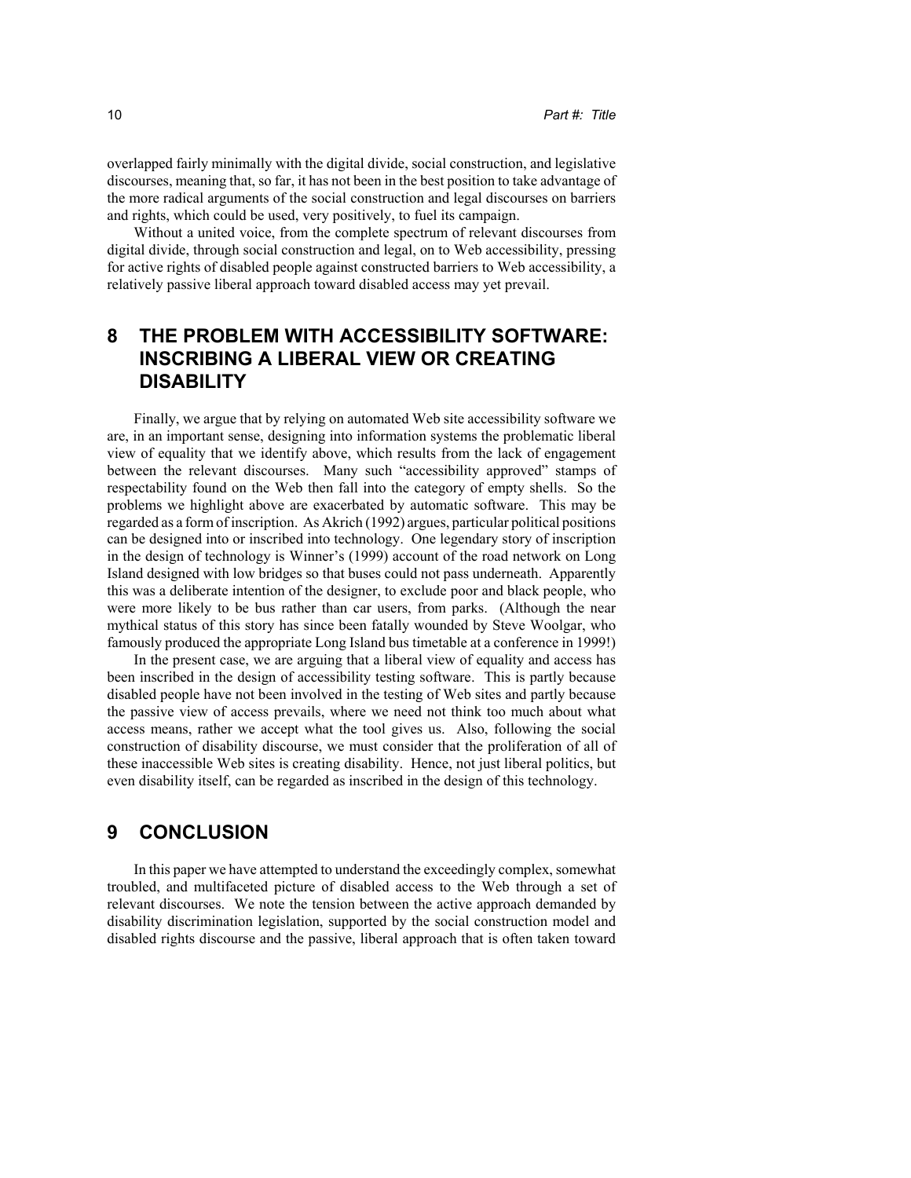overlapped fairly minimally with the digital divide, social construction, and legislative discourses, meaning that, so far, it has not been in the best position to take advantage of the more radical arguments of the social construction and legal discourses on barriers and rights, which could be used, very positively, to fuel its campaign.

Without a united voice, from the complete spectrum of relevant discourses from digital divide, through social construction and legal, on to Web accessibility, pressing for active rights of disabled people against constructed barriers to Web accessibility, a relatively passive liberal approach toward disabled access may yet prevail.

## 8 THE PROBLEM WITH ACCESSIBILITY SOFTWARE: INSCRIBING A LIBERAL VIEW OR CREATING DISABILITY

Finally, we argue that by relying on automated Web site accessibility software we are, in an important sense, designing into information systems the problematic liberal view of equality that we identify above, which results from the lack of engagement between the relevant discourses. Many such "accessibility approved" stamps of respectability found on the Web then fall into the category of empty shells. So the problems we highlight above are exacerbated by automatic software. This may be regarded as a form of inscription. As Akrich (1992) argues, particular political positions can be designed into or inscribed into technology. One legendary story of inscription in the design of technology is Winner's (1999) account of the road network on Long Island designed with low bridges so that buses could not pass underneath. Apparently this was a deliberate intention of the designer, to exclude poor and black people, who were more likely to be bus rather than car users, from parks. (Although the near mythical status of this story has since been fatally wounded by Steve Woolgar, who famously produced the appropriate Long Island bus timetable at a conference in 1999!)

In the present case, we are arguing that a liberal view of equality and access has been inscribed in the design of accessibility testing software. This is partly because disabled people have not been involved in the testing of Web sites and partly because the passive view of access prevails, where we need not think too much about what access means, rather we accept what the tool gives us. Also, following the social construction of disability discourse, we must consider that the proliferation of all of these inaccessible Web sites is creating disability. Hence, not just liberal politics, but even disability itself, can be regarded as inscribed in the design of this technology.

## 9 CONCLUSION

In this paper we have attempted to understand the exceedingly complex, somewhat troubled, and multifaceted picture of disabled access to the Web through a set of relevant discourses. We note the tension between the active approach demanded by disability discrimination legislation, supported by the social construction model and disabled rights discourse and the passive, liberal approach that is often taken toward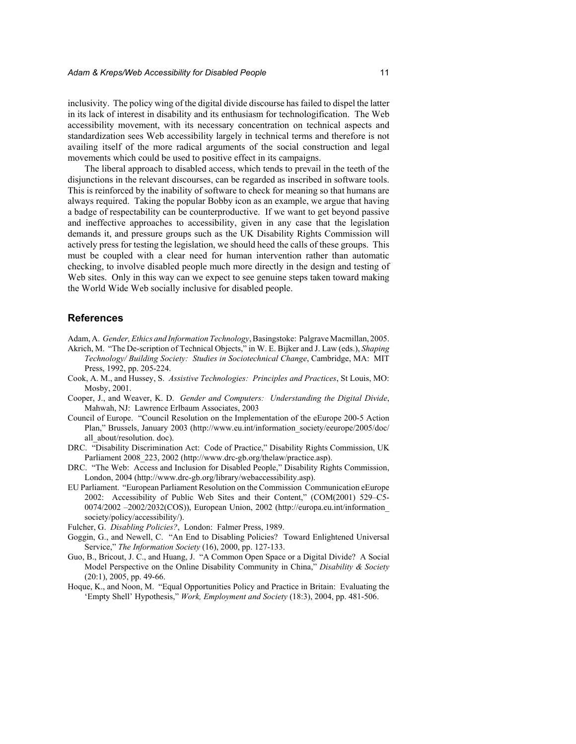inclusivity. The policy wing of the digital divide discourse has failed to dispel the latter in its lack of interest in disability and its enthusiasm for technologification. The Web accessibility movement, with its necessary concentration on technical aspects and standardization sees Web accessibility largely in technical terms and therefore is not availing itself of the more radical arguments of the social construction and legal movements which could be used to positive effect in its campaigns.

The liberal approach to disabled access, which tends to prevail in the teeth of the disjunctions in the relevant discourses, can be regarded as inscribed in software tools. This is reinforced by the inability of software to check for meaning so that humans are always required. Taking the popular Bobby icon as an example, we argue that having a badge of respectability can be counterproductive. If we want to get beyond passive and ineffective approaches to accessibility, given in any case that the legislation demands it, and pressure groups such as the UK Disability Rights Commission will actively press for testing the legislation, we should heed the calls of these groups. This must be coupled with a clear need for human intervention rather than automatic checking, to involve disabled people much more directly in the design and testing of Web sites. Only in this way can we expect to see genuine steps taken toward making the World Wide Web socially inclusive for disabled people.

## References

Adam, A. *Gender, Ethics and Information Technology*, Basingstoke: Palgrave Macmillan, 2005.

Akrich, M. "The De-scription of Technical Objects," in W. E. Bijker and J. Law (eds.), *Shaping Technology/ Building Society: Studies in Sociotechnical Change*, Cambridge, MA: MIT Press, 1992, pp. 205-224.

Cook, A. M., and Hussey, S. *Assistive Technologies: Principles and Practices*, St Louis, MO: Mosby, 2001.

Cooper, J., and Weaver, K. D. *Gender and Computers: Understanding the Digital Divide*, Mahwah, NJ: Lawrence Erlbaum Associates, 2003

Council of Europe. "Council Resolution on the Implementation of the eEurope 200-5 Action Plan," Brussels, January 2003 (http://www.eu.int/information_society/eeurope/2005/doc/all_about/resolution. doc).

DRC. "Disability Discrimination Act: Code of Practice," Disability Rights Commission, UK Parliament 2008_223, 2002 (http://www.drc-gb.org/thelaw/practice.asp).

DRC. "The Web: Access and Inclusion for Disabled People," Disability Rights Commission, London, 2004 (http://www.drc-gb.org/library/webaccessibility.asp).

EU Parliament. "European Parliament Resolution on the Commission Communication eEurope 2002: Accessibility of Public Web Sites and their Content," (COM(2001) 529–C5-0074/2002 –2002/2032(COS)), European Union, 2002 (http://europa.eu.int/information_society/policy/accessibility/).

Fulcher, G. *Disabling Policies?*, London: Falmer Press, 1989.

Goggin, G., and Newell, C. "An End to Disabling Policies? Toward Enlightened Universal Service," *The Information Society* (16), 2000, pp. 127-133.

Guo, B., Bricout, J. C., and Huang, J. "A Common Open Space or a Digital Divide? A Social Model Perspective on the Online Disability Community in China," *Disability & Society* (20:1), 2005, pp. 49-66.

Hoque, K., and Noon, M. "Equal Opportunities Policy and Practice in Britain: Evaluating the 'Empty Shell' Hypothesis," *Work, Employment and Society* (18:3), 2004, pp. 481-506.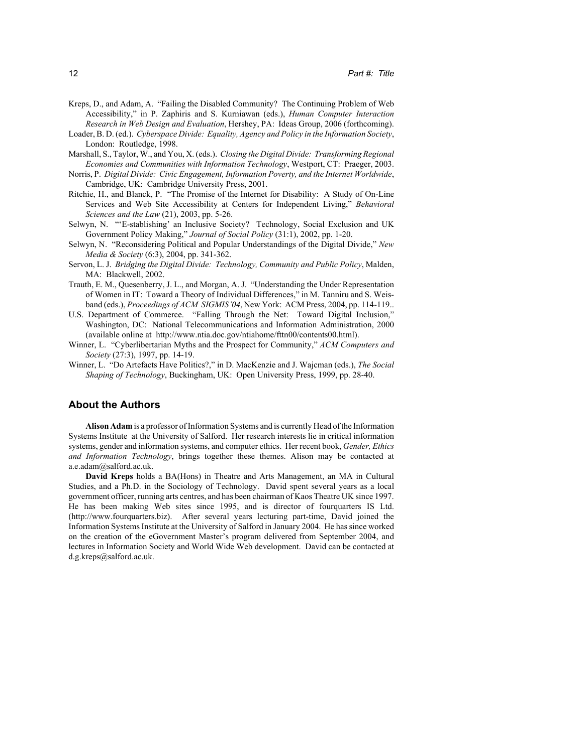Kreps, D., and Adam, A. "Failing the Disabled Community? The Continuing Problem of Web Accessibility," in P. Zaphiris and S. Kurniawan (eds.), *Human Computer Interaction Research in Web Design and Evaluation*, Hershey, PA: Ideas Group, 2006 (forthcoming).

Loader, B. D. (ed.). *Cyberspace Divide: Equality, Agency and Policy in the Information Society*, London: Routledge, 1998.

Marshall, S., Taylor, W., and You, X. (eds.). *Closing the Digital Divide: Transforming Regional Economies and Communities with Information Technology*, Westport, CT: Praeger, 2003.

Norris, P. *Digital Divide: Civic Engagement, Information Poverty, and the Internet Worldwide*, Cambridge, UK: Cambridge University Press, 2001.

Ritchie, H., and Blanck, P. "The Promise of the Internet for Disability: A Study of On-Line Services and Web Site Accessibility at Centers for Independent Living," *Behavioral Sciences and the Law* (21), 2003, pp. 5-26.

Selwyn, N. "'E-stablishing' an Inclusive Society? Technology, Social Exclusion and UK Government Policy Making," *Journal of Social Policy* (31:1), 2002, pp. 1-20.

Selwyn, N. "Reconsidering Political and Popular Understandings of the Digital Divide," *New Media & Society* (6:3), 2004, pp. 341-362.

Servon, L. J. *Bridging the Digital Divide: Technology, Community and Public Policy*, Malden, MA: Blackwell, 2002.

Trauth, E. M., Quesenberry, J. L., and Morgan, A. J. "Understanding the Under Representation of Women in IT: Toward a Theory of Individual Differences," in M. Tanniru and S. Weisband (eds.), *Proceedings of ACM SIGMIS'04*, New York: ACM Press, 2004, pp. 114-119..

U.S. Department of Commerce. "Falling Through the Net: Toward Digital Inclusion," Washington, DC: National Telecommunications and Information Administration, 2000 (available online at http://www.ntia.doc.gov/ntiahome/fttn00/contents00.html).

Winner, L. "Cyberlibertarian Myths and the Prospect for Community," *ACM Computers and Society* (27:3), 1997, pp. 14-19.

Winner, L. "Do Artefacts Have Politics?," in D. MacKenzie and J. Wajcman (eds.), *The Social Shaping of Technology*, Buckingham, UK: Open University Press, 1999, pp. 28-40.

## About the Authors

**Alison Adam** is a professor of Information Systems and is currently Head of the Information Systems Institute at the University of Salford. Her research interests lie in critical information systems, gender and information systems, and computer ethics. Her recent book, *Gender, Ethics and Information Technology*, brings together these themes. Alison may be contacted at a.e.adam@salford.ac.uk.

**David Kreps** holds a BA(Hons) in Theatre and Arts Management, an MA in Cultural Studies, and a Ph.D. in the Sociology of Technology. David spent several years as a local government officer, running arts centres, and has been chairman of Kaos Theatre UK since 1997. He has been making Web sites since 1995, and is director of fourquarters IS Ltd. (http://www.fourquarters.biz). After several years lecturing part-time, David joined the Information Systems Institute at the University of Salford in January 2004. He has since worked on the creation of the eGovernment Master's program delivered from September 2004, and lectures in Information Society and World Wide Web development. David can be contacted at d.g.kreps@salford.ac.uk.